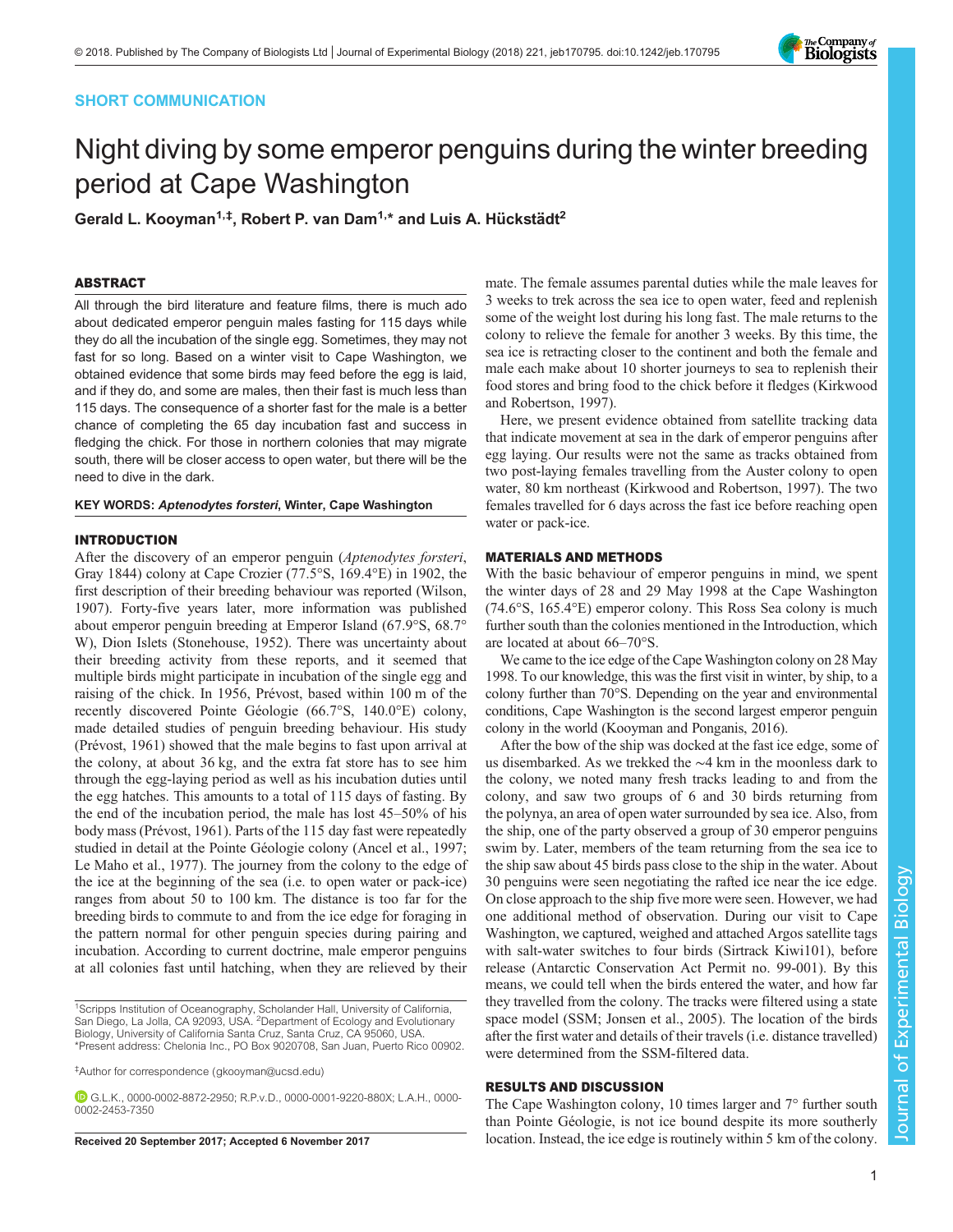SHORT COMMUNICATION

# Night diving by some emperor penguins during the winter breeding period at Cape Washington

Gerald L. Kooyman[1,‡], Robert P. van Dam[1,*] and Luis A. Hückstädt[2]

## ABSTRACT

All through the bird literature and feature films, there is much ado about dedicated emperor penguin males fasting for 115 days while they do all the incubation of the single egg. Sometimes, they may not fast for so long. Based on a winter visit to Cape Washington, we obtained evidence that some birds may feed before the egg is laid, and if they do, and some are males, then their fast is much less than 115 days. The consequence of a shorter fast for the male is a better chance of completing the 65 day incubation fast and success in fledging the chick. For those in northern colonies that may migrate south, there will be closer access to open water, but there will be the need to dive in the dark.

**KEY WORDS:** *Aptenodytes forsteri*, Winter, Cape Washington

## INTRODUCTION

After the discovery of an emperor penguin (*Aptenodytes forsteri*, Gray 1844) colony at Cape Crozier (77.5°S, 169.4°E) in 1902, the first description of their breeding behaviour was reported (Wilson, 1907). Forty-five years later, more information was published about emperor penguin breeding at Emperor Island (67.9°S, 68.7° W), Dion Islets (Stonehouse, 1952). There was uncertainty about their breeding activity from these reports, and it seemed that multiple birds might participate in incubation of the single egg and raising of the chick. In 1956, Prévost, based within 100 m of the recently discovered Pointe Géologie (66.7°S, 140.0°E) colony, made detailed studies of penguin breeding behaviour. His study (Prévost, 1961) showed that the male begins to fast upon arrival at the colony, at about 36 kg, and the extra fat store has to see him through the egg-laying period as well as his incubation duties until the egg hatches. This amounts to a total of 115 days of fasting. By the end of the incubation period, the male has lost 45–50% of his body mass (Prévost, 1961). Parts of the 115 day fast were repeatedly studied in detail at the Pointe Géologie colony (Ancel et al., 1997; Le Maho et al., 1977). The journey from the colony to the edge of the ice at the beginning of the sea (i.e. to open water or pack-ice) ranges from about 50 to 100 km. The distance is too far for the breeding birds to commute to and from the ice edge for foraging in the pattern normal for other penguin species during pairing and incubation. According to current doctrine, male emperor penguins at all colonies fast until hatching, when they are relieved by their mate. The female assumes parental duties while the male leaves for 3 weeks to trek across the sea ice to open water, feed and replenish some of the weight lost during his long fast. The male returns to the colony to relieve the female for another 3 weeks. By this time, the sea ice is retracting closer to the continent and both the female and male each make about 10 shorter journeys to sea to replenish their food stores and bring food to the chick before it fledges (Kirkwood and Robertson, 1997).

Here, we present evidence obtained from satellite tracking data that indicate movement at sea in the dark of emperor penguins after egg laying. Our results were not the same as tracks obtained from two post-laying females travelling from the Auster colony to open water, 80 km northeast (Kirkwood and Robertson, 1997). The two females travelled for 6 days across the fast ice before reaching open water or pack-ice.

## MATERIALS AND METHODS

With the basic behaviour of emperor penguins in mind, we spent the winter days of 28 and 29 May 1998 at the Cape Washington (74.6°S, 165.4°E) emperor colony. This Ross Sea colony is much further south than the colonies mentioned in the Introduction, which are located at about 66–70°S.

We came to the ice edge of the Cape Washington colony on 28 May 1998. To our knowledge, this was the first visit in winter, by ship, to a colony further than 70°S. Depending on the year and environmental conditions, Cape Washington is the second largest emperor penguin colony in the world (Kooyman and Ponganis, 2016).

After the bow of the ship was docked at the fast ice edge, some of us disembarked. As we trekked the ~4 km in the moonless dark to the colony, we noted many fresh tracks leading to and from the colony, and saw two groups of 6 and 30 birds returning from the polynya, an area of open water surrounded by sea ice. Also, from the ship, one of the party observed a group of 30 emperor penguins swim by. Later, members of the team returning from the sea ice to the ship saw about 45 birds pass close to the ship in the water. About 30 penguins were seen negotiating the rafted ice near the ice edge. On close approach to the ship five more were seen. However, we had one additional method of observation. During our visit to Cape Washington, we captured, weighed and attached Argos satellite tags with salt-water switches to four birds (Sirtrack Kiwi101), before release (Antarctic Conservation Act Permit no. 99-001). By this means, we could tell when the birds entered the water, and how far they travelled from the colony. The tracks were filtered using a state space model (SSM; Jonsen et al., 2005). The location of the birds after the first water and details of their travels (i.e. distance travelled) were determined from the SSM-filtered data.

## RESULTS AND DISCUSSION

The Cape Washington colony, 10 times larger and 7° further south than Pointe Géologie, is not ice bound despite its more southerly location. Instead, the ice edge is routinely within 5 km of the colony.

[1]Scripps Institution of Oceanography, Scholander Hall, University of California, San Diego, La Jolla, CA 92093, USA. [2]Department of Ecology and Evolutionary Biology, University of California Santa Cruz, Santa Cruz, CA 95060, USA.
*Present address: Chelonia Inc., PO Box 9020708, San Juan, Puerto Rico 00902.

‡Author for correspondence (gkooyman@ucsd.edu)

G.L.K., 0000-0002-8872-2950; R.P.v.D., 0000-0001-9220-880X; L.A.H., 0000-0002-2453-7350

**Received 20 September 2017; Accepted 6 November 2017**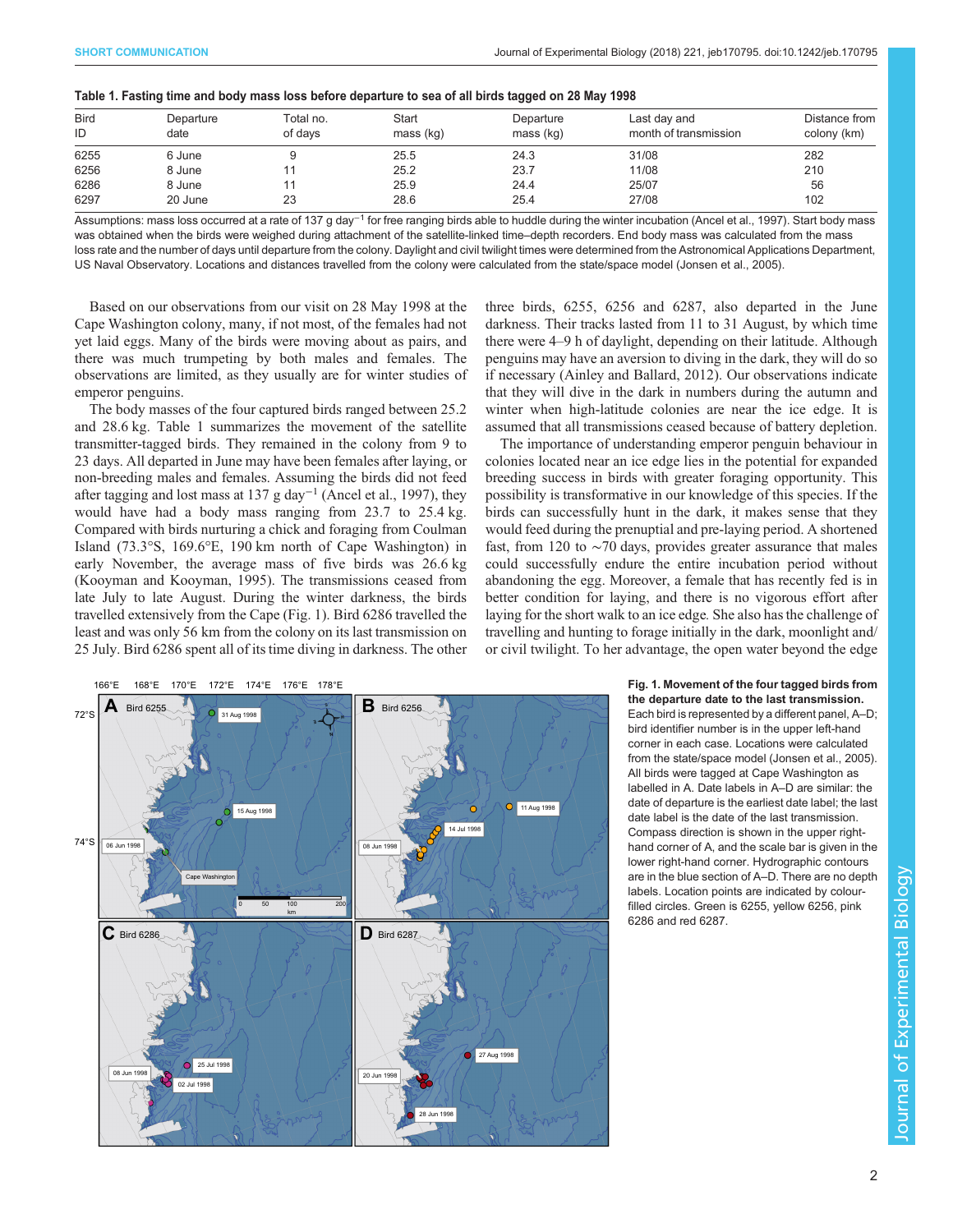**Table 1. Fasting time and body mass loss before departure to sea of all birds tagged on 28 May 1998**

| Bird ID | Departure date | Total no. of days | Start mass (kg) | Departure mass (kg) | Last day and month of transmission | Distance from colony (km) |
|---|---|---|---|---|---|---|
| 6255 | 6 June | 9 | 25.5 | 24.3 | 31/08 | 282 |
| 6256 | 8 June | 11 | 25.2 | 23.7 | 11/08 | 210 |
| 6286 | 8 June | 11 | 25.9 | 24.4 | 25/07 | 56 |
| 6297 | 20 June | 23 | 28.6 | 25.4 | 27/08 | 102 |

Assumptions: mass loss occurred at a rate of 137 g day$^{-1}$ for free ranging birds able to huddle during the winter incubation (Ancel et al., 1997). Start body mass was obtained when the birds were weighed during attachment of the satellite-linked time–depth recorders. End body mass was calculated from the mass loss rate and the number of days until departure from the colony. Daylight and civil twilight times were determined from the Astronomical Applications Department, US Naval Observatory. Locations and distances travelled from the colony were calculated from the state/space model (Jonsen et al., 2005).

Based on our observations from our visit on 28 May 1998 at the Cape Washington colony, many, if not most, of the females had not yet laid eggs. Many of the birds were moving about as pairs, and there was much trumpeting by both males and females. The observations are limited, as they usually are for winter studies of emperor penguins.

The body masses of the four captured birds ranged between 25.2 and 28.6 kg. Table 1 summarizes the movement of the satellite transmitter-tagged birds. They remained in the colony from 9 to 23 days. All departed in June may have been females after laying, or non-breeding males and females. Assuming the birds did not feed after tagging and lost mass at 137 g day$^{-1}$ (Ancel et al., 1997), they would have had a body mass ranging from 23.7 to 25.4 kg. Compared with birds nurturing a chick and foraging from Coulman Island (73.3°S, 169.6°E, 190 km north of Cape Washington) in early November, the average mass of five birds was 26.6 kg (Kooyman and Kooyman, 1995). The transmissions ceased from late July to late August. During the winter darkness, the birds travelled extensively from the Cape (Fig. 1). Bird 6286 travelled the least and was only 56 km from the colony on its last transmission on 25 July. Bird 6286 spent all of its time diving in darkness. The other three birds, 6255, 6256 and 6287, also departed in the June darkness. Their tracks lasted from 11 to 31 August, by which time there were 4–9 h of daylight, depending on their latitude. Although penguins may have an aversion to diving in the dark, they will do so if necessary (Ainley and Ballard, 2012). Our observations indicate that they will dive in the dark in numbers during the autumn and winter when high-latitude colonies are near the ice edge. It is assumed that all transmissions ceased because of battery depletion.

The importance of understanding emperor penguin behaviour in colonies located near an ice edge lies in the potential for expanded breeding success in birds with greater foraging opportunity. This possibility is transformative in our knowledge of this species. If the birds can successfully hunt in the dark, it makes sense that they would feed during the prenuptial and pre-laying period. A shortened fast, from 120 to ~70 days, provides greater assurance that males could successfully endure the entire incubation period without abandoning the egg. Moreover, a female that has recently fed is in better condition for laying, and there is no vigorous effort after laying for the short walk to an ice edge. She also has the challenge of travelling and hunting to forage initially in the dark, moonlight and/or civil twilight. To her advantage, the open water beyond the edge

**Fig. 1. Movement of the four tagged birds from the departure date to the last transmission.** Each bird is represented by a different panel, A–D; bird identifier number is in the upper left-hand corner in each case. Locations were calculated from the state/space model (Jonsen et al., 2005). All birds were tagged at Cape Washington as labelled in A. Date labels in A–D are similar: the date of departure is the earliest date label; the last date label is the date of the last transmission. Compass direction is shown in the upper right-hand corner of A, and the scale bar is given in the lower right-hand corner. Hydrographic contours are in the blue section of A–D. There are no depth labels. Location points are indicated by colour-filled circles. Green is 6255, yellow 6256, pink 6286 and red 6287.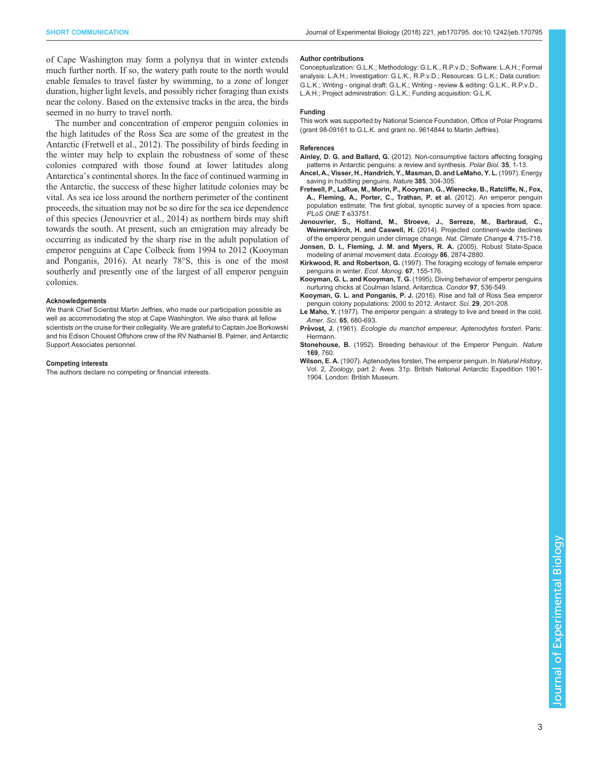of Cape Washington may form a polynya that in winter extends much further north. If so, the watery path route to the north would enable females to travel faster by swimming, to a zone of longer duration, higher light levels, and possibly richer foraging than exists near the colony. Based on the extensive tracks in the area, the birds seemed in no hurry to travel north.

The number and concentration of emperor penguin colonies in the high latitudes of the Ross Sea are some of the greatest in the Antarctic (Fretwell et al., 2012). The possibility of birds feeding in the winter may help to explain the robustness of some of these colonies compared with those found at lower latitudes along Antarctica's continental shores. In the face of continued warming in the Antarctic, the success of these higher latitude colonies may be vital. As sea ice loss around the northern perimeter of the continent proceeds, the situation may not be so dire for the sea ice dependence of this species (Jenouvrier et al., 2014) as northern birds may shift towards the south. At present, such an emigration may already be occurring as indicated by the sharp rise in the adult population of emperor penguins at Cape Colbeck from 1994 to 2012 (Kooyman and Ponganis, 2016). At nearly 78°S, this is one of the most southerly and presently one of the largest of all emperor penguin colonies.

#### Acknowledgements

We thank Chief Scientist Martin Jeffries, who made our participation possible as well as accommodating the stop at Cape Washington. We also thank all fellow scientists on the cruise for their collegiality. We are grateful to Captain Joe Borkowski and his Edison Chouest Offshore crew of the RV Nathaniel B. Palmer, and Antarctic Support Associates personnel.

#### Competing interests

The authors declare no competing or financial interests.

#### Author contributions

Conceptualization: G.L.K.; Methodology: G.L.K., R.P.v.D.; Software: L.A.H.; Formal analysis: L.A.H.; Investigation: G.L.K., R.P.v.D.; Resources: G.L.K.; Data curation: G.L.K.; Writing - original draft: G.L.K.; Writing - review & editing: G.L.K., R.P.v.D., L.A.H.; Project administration: G.L.K.; Funding acquisition: G.L.K.

#### Funding

This work was supported by National Science Foundation, Office of Polar Programs (grant 98-09161 to G.L.K. and grant no. 9614844 to Martin Jeffries).

#### References

**Ainley, D. G. and Ballard, G.** (2012). Non-consumptive factors affecting foraging patterns in Antarctic penguins: a review and synthesis. *Polar Biol.* **35**, 1-13.

**Ancel, A., Visser, H., Handrich, Y., Masman, D. and LeMaho, Y. L.** (1997). Energy saving in huddling penguins. *Nature* **385**, 304-305.

**Fretwell, P., LaRue, M., Morin, P., Kooyman, G., Wienecke, B., Ratcliffe, N., Fox, A., Fleming, A., Porter, C., Trathan, P. et al.** (2012). An emperor penguin population estimate: The first global, synoptic survey of a species from space. *PLoS ONE* **7** e33751.

**Jenouvrier, S., Holland, M., Stroeve, J., Serreze, M., Barbraud, C., Weimerskirch, H. and Caswell, H.** (2014). Projected continent-wide declines of the emperor penguin under climage change. *Nat. Climate Change* **4**, 715-718.

**Jonsen, D. I., Fleming, J. M. and Myers, R. A.** (2005). Robust State-Space modeling of animal movement data. *Ecology* **86**, 2874-2880.

**Kirkwood, R. and Robertson, G.** (1997). The foraging ecology of female emperor penguins in winter. *Ecol. Monog.* **67**, 155-176.

**Kooyman, G. L. and Kooyman, T. G.** (1995). Diving behavior of emperor penguins nurturing chicks at Coulman Island, Antarctica. *Condor* **97**, 536-549.

**Kooyman, G. L. and Ponganis, P. J.** (2016). Rise and fall of Ross Sea emperor penguin colony populations: 2000 to 2012. *Antarct. Sci.* **29**, 201-208.

**Le Maho, Y.** (1977). The emperor penguin: a strategy to live and breed in the cold. *Amer. Sci.* **65**, 680-693.

**Prévost, J.** (1961). *Ecologie du manchot empereur, Aptenodytes forsteri.* Paris: Hermann.

**Stonehouse, B.** (1952). Breeding behaviour of the Emperor Penguin. *Nature* **169**, 760.

**Wilson, E. A.** (1907). Aptenodytes forsteri, The emperor penguin. In *Natural History*, Vol. 2, *Zoology*, part 2: Aves. 31p. British National Antarctic Expedition 1901-1904. London: British Museum.